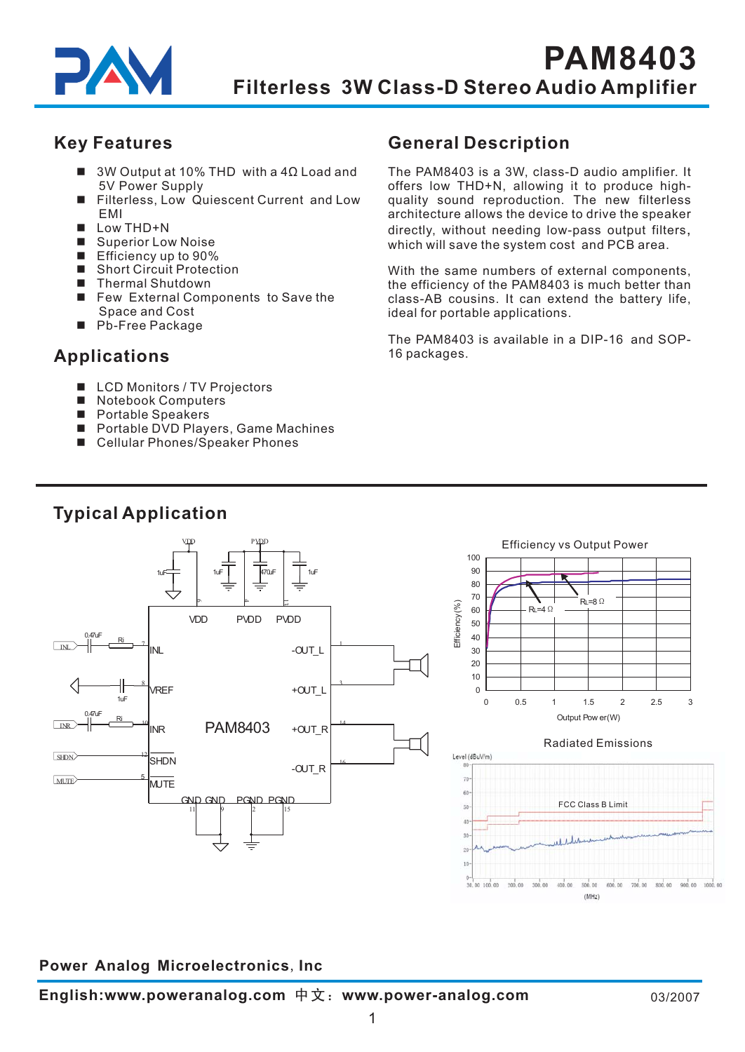# PAM8403

## Filterless 3W Class-D Stereo Audio Amplifier

## Key Features

- 3W Output at 10% THD with a 4Ω Load and 5V Power Supply
- Filterless, Low Quiescent Current and Low EMI
- Low THD+N
- Superior Low Noise
- Efficiency up to 90%
- Short Circuit Protection
- Thermal Shutdown
- Few External Components to Save the Space and Cost
- Pb-Free Package

## Applications

- LCD Monitors / TV Projectors
- Notebook Computers
- Portable Speakers
- Portable DVD Players, Game Machines
- Cellular Phones/Speaker Phones

## General Description

The PAM8403 is a 3W, class-D audio amplifier. It offers low THD+N, allowing it to produce high-quality sound reproduction. The new filterless architecture allows the device to drive the speaker directly, without needing low-pass output filters, which will save the system cost and PCB area.

With the same numbers of external components, the efficiency of the PAM8403 is much better than class-AB cousins. It can extend the battery life, ideal for portable applications.

The PAM8403 is available in a DIP-16 and SOP-16 packages.

## Typical Application

Efficiency vs Output Power

Radiated Emissions

Power Analog Microelectronics, Inc

English:www.poweranalog.com 中文：www.power-analog.com

03/2007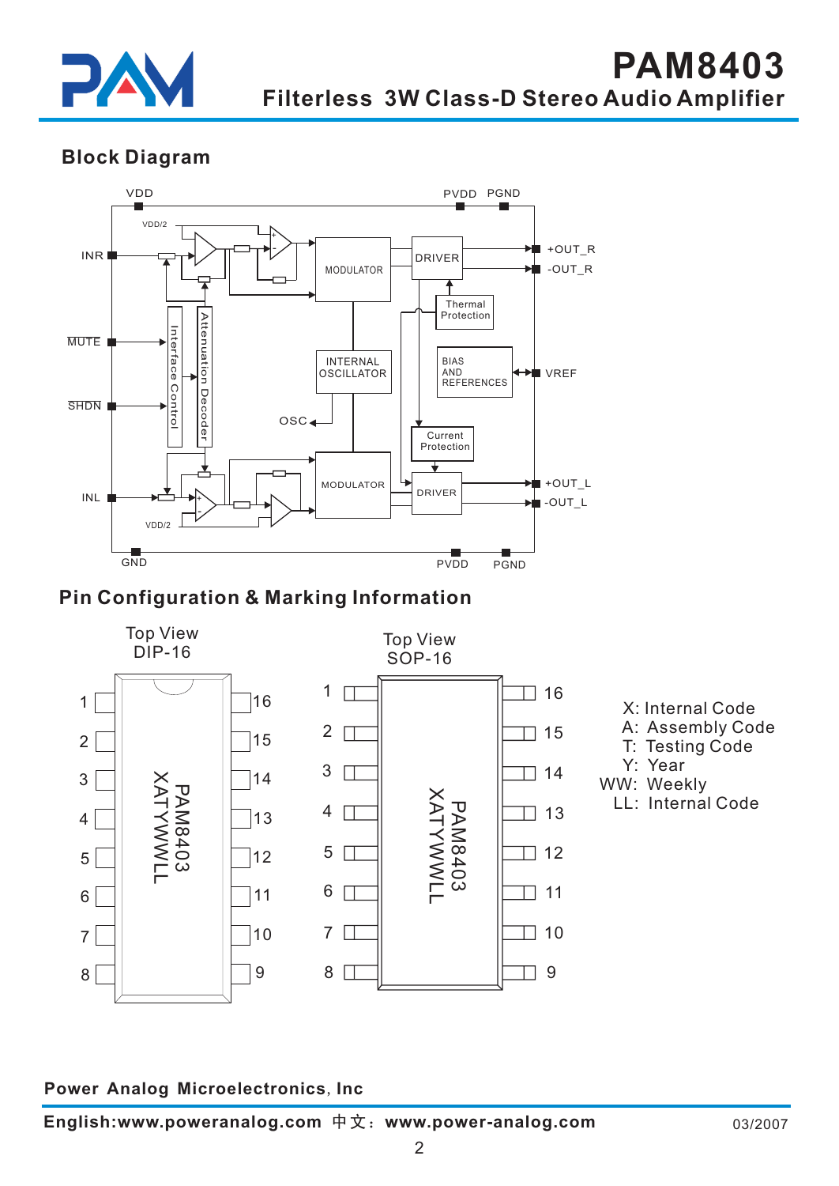## Block Diagram

VDD PVDD PGND

INR, MUTE, SHDN, INL, GND, PVDD, PGND

+OUT_R, -OUT_R, VREF, +OUT_L, -OUT_L

VDD/2, MODULATOR, DRIVER, Thermal Protection, INTERNAL OSCILLATOR, BIAS AND REFERENCES, OSC, Current Protection, Interface Control, Attenuation Decoder

## Pin Configuration & Marking Information

Top View
DIP-16

Top View
SOP-16

PAM8403
XATYWWLL

X: Internal Code
A: Assembly Code
T: Testing Code
Y: Year
WW: Weekly
LL: Internal Code

**Power Analog Microelectronics, Inc**

**English:www.poweranalog.com 中文：www.power-analog.com** 03/2007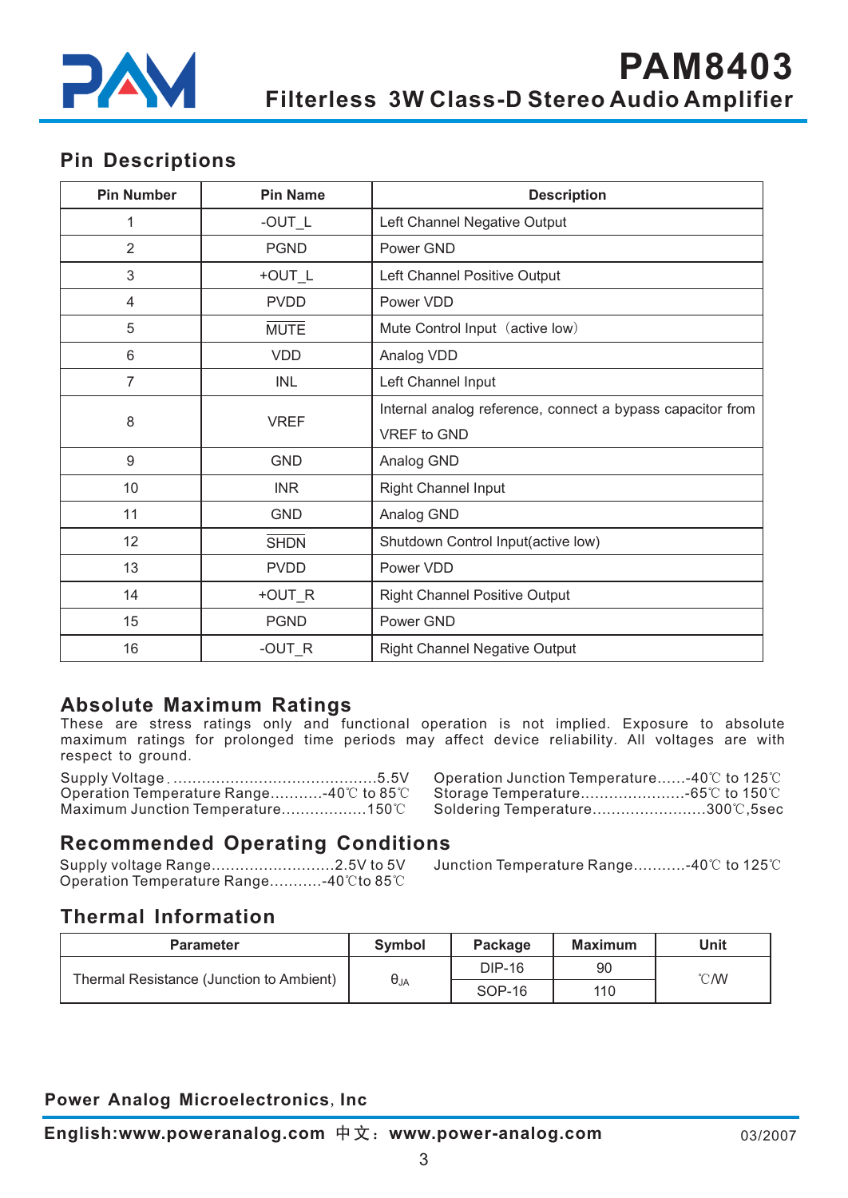## Pin Descriptions

| Pin Number | Pin Name | Description |
|---|---|---|
| 1 | -OUT_L | Left Channel Negative Output |
| 2 | PGND | Power GND |
| 3 | +OUT_L | Left Channel Positive Output |
| 4 | PVDD | Power VDD |
| 5 | $\overline{\text{MUTE}}$ | Mute Control Input（active low） |
| 6 | VDD | Analog VDD |
| 7 | INL | Left Channel Input |
| 8 | VREF | Internal analog reference, connect a bypass capacitor from VREF to GND |
| 9 | GND | Analog GND |
| 10 | INR | Right Channel Input |
| 11 | GND | Analog GND |
| 12 | $\overline{\text{SHDN}}$ | Shutdown Control Input(active low) |
| 13 | PVDD | Power VDD |
| 14 | +OUT_R | Right Channel Positive Output |
| 15 | PGND | Power GND |
| 16 | -OUT_R | Right Channel Negative Output |

## Absolute Maximum Ratings

These are stress ratings only and functional operation is not implied. Exposure to absolute maximum ratings for prolonged time periods may affect device reliability. All voltages are with respect to ground.

Supply Voltage............................................5.5V
Operation Temperature Range...........-40℃ to 85℃
Maximum Junction Temperature..................150℃
Operation Junction Temperature......-40℃ to 125℃
Storage Temperature......................-65℃ to 150℃
Soldering Temperature........................300℃,5sec

## Recommended Operating Conditions

Supply voltage Range..........................2.5V to 5V
Operation Temperature Range...........-40℃to 85℃
Junction Temperature Range...........-40℃ to 125℃

## Thermal Information

| Parameter | Symbol | Package | Maximum | Unit |
|---|---|---|---|---|
| Thermal Resistance (Junction to Ambient) | $\theta_{JA}$ | DIP-16 | 90 | ℃/W |
| | | SOP-16 | 110 | |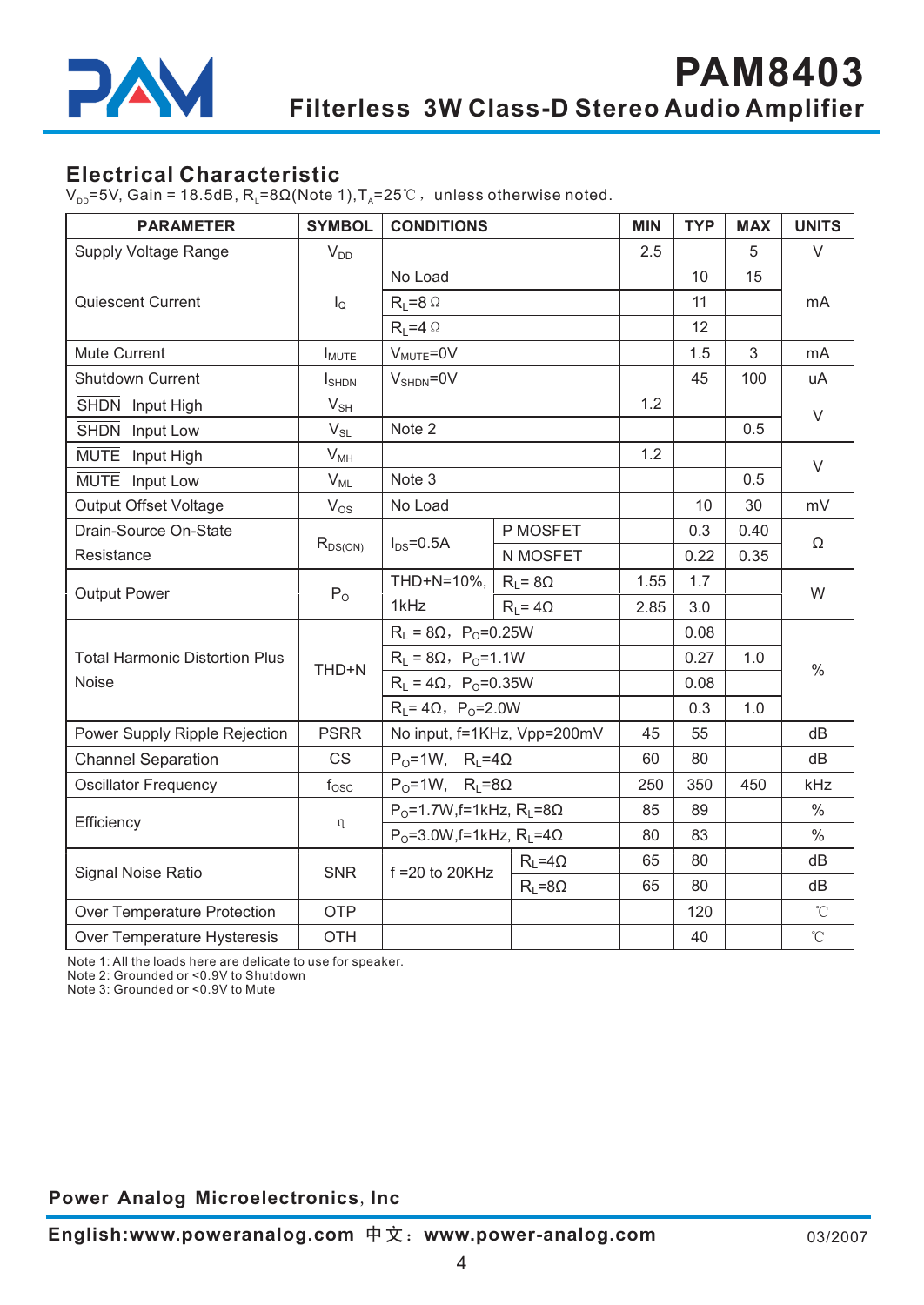## Electrical Characteristic

$V_{DD}$=5V, Gain = 18.5dB, $R_L$=8Ω(Note 1),$T_A$=25℃，unless otherwise noted.

| PARAMETER | SYMBOL | CONDITIONS | | MIN | TYP | MAX | UNITS |
|---|---|---|---|---|---|---|---|
| Supply Voltage Range | $V_{DD}$ | | | 2.5 | | 5 | V |
| Quiescent Current | $I_Q$ | No Load | | | 10 | 15 | mA |
| | | $R_L$=8Ω | | | 11 | | |
| | | $R_L$=4Ω | | | 12 | | |
| Mute Current | $I_{MUTE}$ | $V_{MUTE}$=0V | | | 1.5 | 3 | mA |
| Shutdown Current | $I_{SHDN}$ | $V_{SHDN}$=0V | | | 45 | 100 | uA |
| $\overline{SHDN}$ Input High | $V_{SH}$ | | | 1.2 | | | V |
| $\overline{SHDN}$ Input Low | $V_{SL}$ | Note 2 | | | | 0.5 | |
| $\overline{MUTE}$ Input High | $V_{MH}$ | | | 1.2 | | | V |
| $\overline{MUTE}$ Input Low | $V_{ML}$ | Note 3 | | | | 0.5 | |
| Output Offset Voltage | $V_{OS}$ | No Load | | | 10 | 30 | mV |
| Drain-Source On-State Resistance | $R_{DS(ON)}$ | $I_{DS}$=0.5A | P MOSFET | | 0.3 | 0.40 | Ω |
| | | | N MOSFET | | 0.22 | 0.35 | |
| Output Power | $P_O$ | THD+N=10%, 1kHz | $R_L$= 8Ω | 1.55 | 1.7 | | W |
| | | | $R_L$= 4Ω | 2.85 | 3.0 | | |
| Total Harmonic Distortion Plus Noise | THD+N | $R_L$ = 8Ω，$P_O$=0.25W | | | 0.08 | | % |
| | | $R_L$ = 8Ω，$P_O$=1.1W | | | 0.27 | 1.0 | |
| | | $R_L$ = 4Ω，$P_O$=0.35W | | | 0.08 | | |
| | | $R_L$= 4Ω，$P_O$=2.0W | | | 0.3 | 1.0 | |
| Power Supply Ripple Rejection | PSRR | No input, f=1KHz, Vpp=200mV | | 45 | 55 | | dB |
| Channel Separation | CS | $P_O$=1W, $R_L$=4Ω | | 60 | 80 | | dB |
| Oscillator Frequency | $f_{OSC}$ | $P_O$=1W, $R_L$=8Ω | | 250 | 350 | 450 | kHz |
| Efficiency | η | $P_O$=1.7W,f=1kHz, $R_L$=8Ω | | 85 | 89 | | % |
| | | $P_O$=3.0W,f=1kHz, $R_L$=4Ω | | 80 | 83 | | % |
| Signal Noise Ratio | SNR | f =20 to 20KHz | $R_L$=4Ω | 65 | 80 | | dB |
| | | | $R_L$=8Ω | 65 | 80 | | dB |
| Over Temperature Protection | OTP | | | | 120 | | ℃ |
| Over Temperature Hysteresis | OTH | | | | 40 | | ℃ |

Note 1: All the loads here are delicate to use for speaker.
Note 2: Grounded or <0.9V to Shutdown
Note 3: Grounded or <0.9V to Mute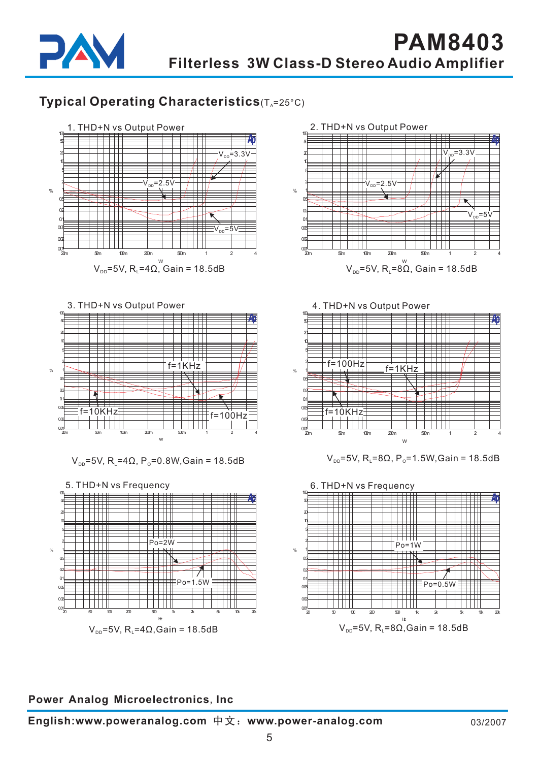## Typical Operating Characteristics ($T_A$=25°C)

1. THD+N vs Output Power

$V_{DD}$=5V, $R_L$=4Ω, Gain = 18.5dB

2. THD+N vs Output Power

$V_{DD}$=5V, $R_L$=8Ω, Gain = 18.5dB

3. THD+N vs Output Power

$V_{DD}$=5V, $R_L$=4Ω, $P_O$=0.8W, Gain = 18.5dB

4. THD+N vs Output Power

$V_{DD}$=5V, $R_L$=8Ω, $P_O$=1.5W, Gain = 18.5dB

5. THD+N vs Frequency

$V_{DD}$=5V, $R_L$=4Ω, Gain = 18.5dB

6. THD+N vs Frequency

$V_{DD}$=5V, $R_L$=8Ω, Gain = 18.5dB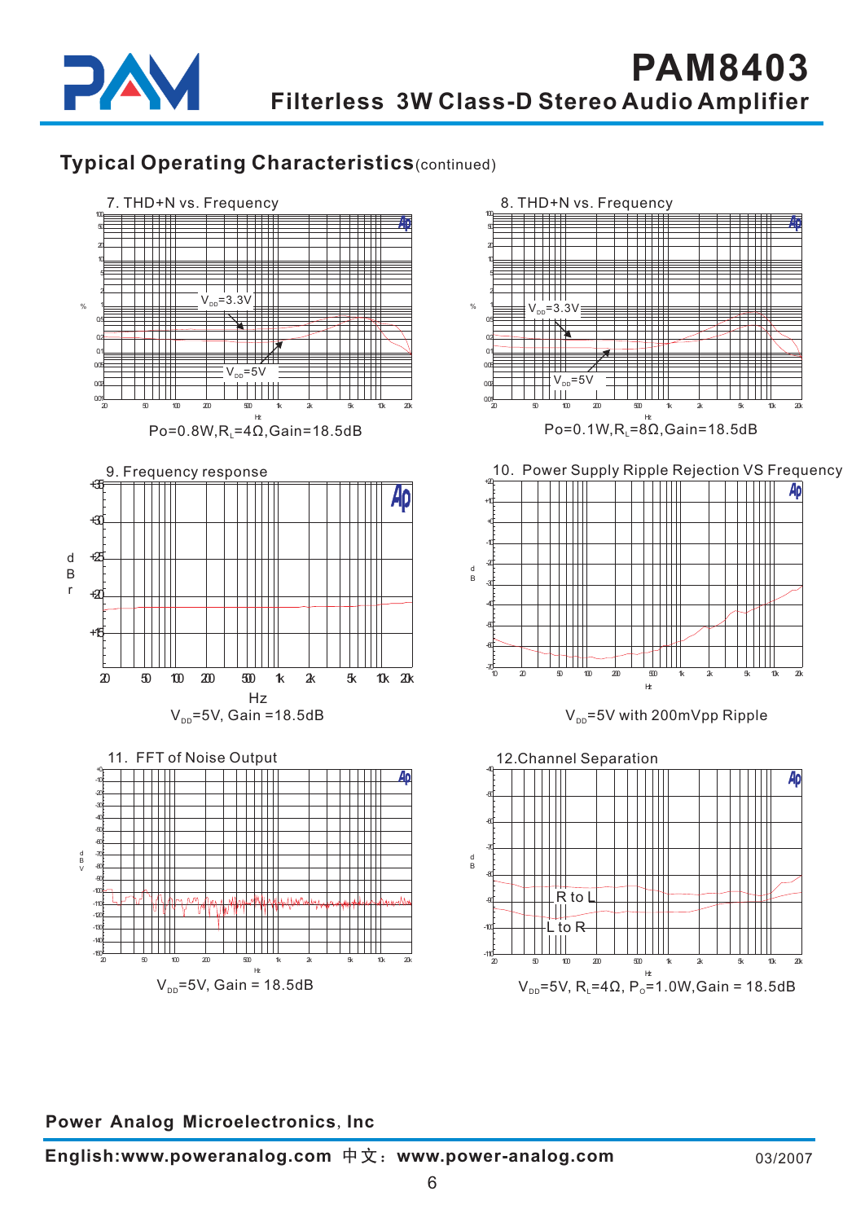## Typical Operating Characteristics (continued)

7. THD+N vs. Frequency

$V_{DD}$=3.3V

$V_{DD}$=5V

Po=0.8W, $R_L$=4Ω, Gain=18.5dB

8. THD+N vs. Frequency

$V_{DD}$=3.3V

$V_{DD}$=5V

Po=0.1W, $R_L$=8Ω, Gain=18.5dB

9. Frequency response

$V_{DD}$=5V, Gain =18.5dB

10. Power Supply Ripple Rejection VS Frequency

$V_{DD}$=5V with 200mVpp Ripple

11. FFT of Noise Output

$V_{DD}$=5V, Gain = 18.5dB

12.Channel Separation

R to L

L to R

$V_{DD}$=5V, $R_L$=4Ω, $P_O$=1.0W, Gain = 18.5dB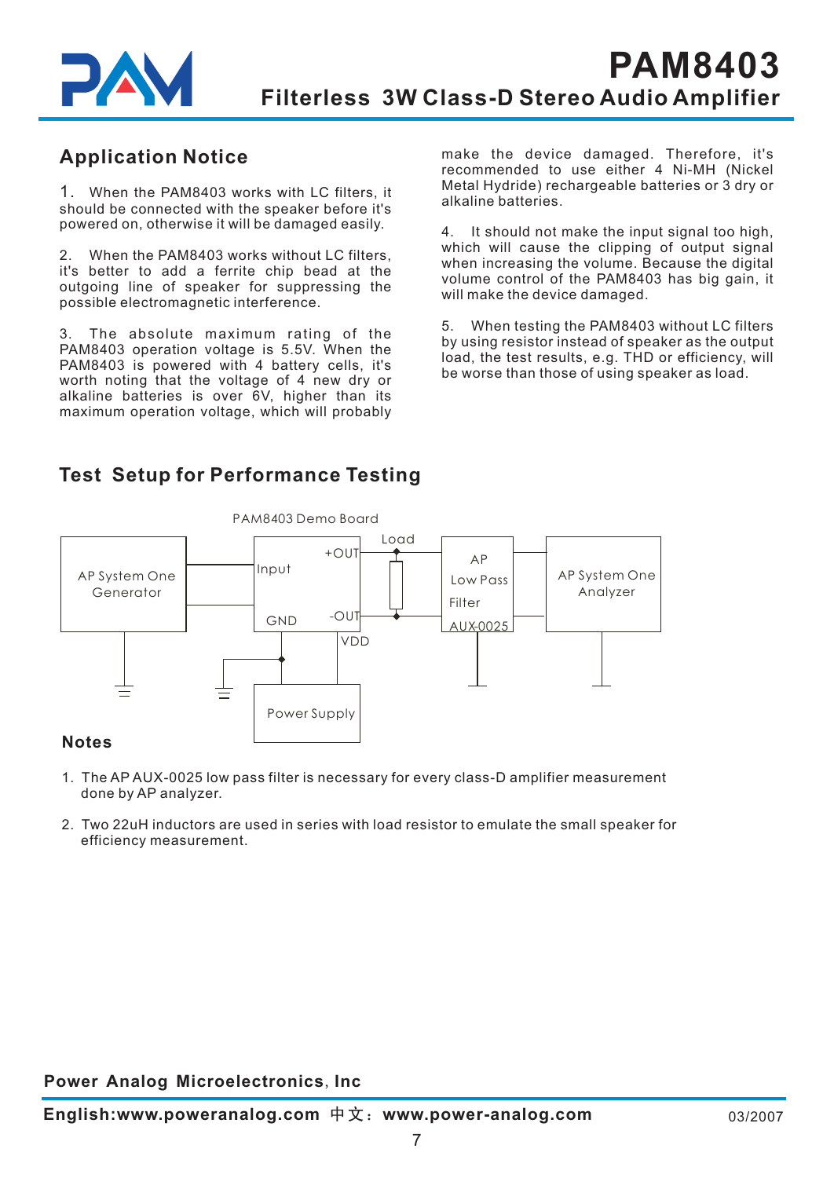## Application Notice

1. When the PAM8403 works with LC filters, it should be connected with the speaker before it's powered on, otherwise it will be damaged easily.

2. When the PAM8403 works without LC filters, it's better to add a ferrite chip bead at the outgoing line of speaker for suppressing the possible electromagnetic interference.

3. The absolute maximum rating of the PAM8403 operation voltage is 5.5V. When the PAM8403 is powered with 4 battery cells, it's worth noting that the voltage of 4 new dry or alkaline batteries is over 6V, higher than its maximum operation voltage, which will probably make the device damaged. Therefore, it's recommended to use either 4 Ni-MH (Nickel Metal Hydride) rechargeable batteries or 3 dry or alkaline batteries.

4. It should not make the input signal too high, which will cause the clipping of output signal when increasing the volume. Because the digital volume control of the PAM8403 has big gain, it will make the device damaged.

5. When testing the PAM8403 without LC filters by using resistor instead of speaker as the output load, the test results, e.g. THD or efficiency, will be worse than those of using speaker as load.

## Test Setup for Performance Testing

PAM8403 Demo Board

AP System One Generator | Input | GND | +OUT | -OUT | VDD | Load | AP Low Pass Filter AUX-0025 | AP System One Analyzer | Power Supply

### Notes

1. The AP AUX-0025 low pass filter is necessary for every class-D amplifier measurement done by AP analyzer.

2. Two 22uH inductors are used in series with load resistor to emulate the small speaker for efficiency measurement.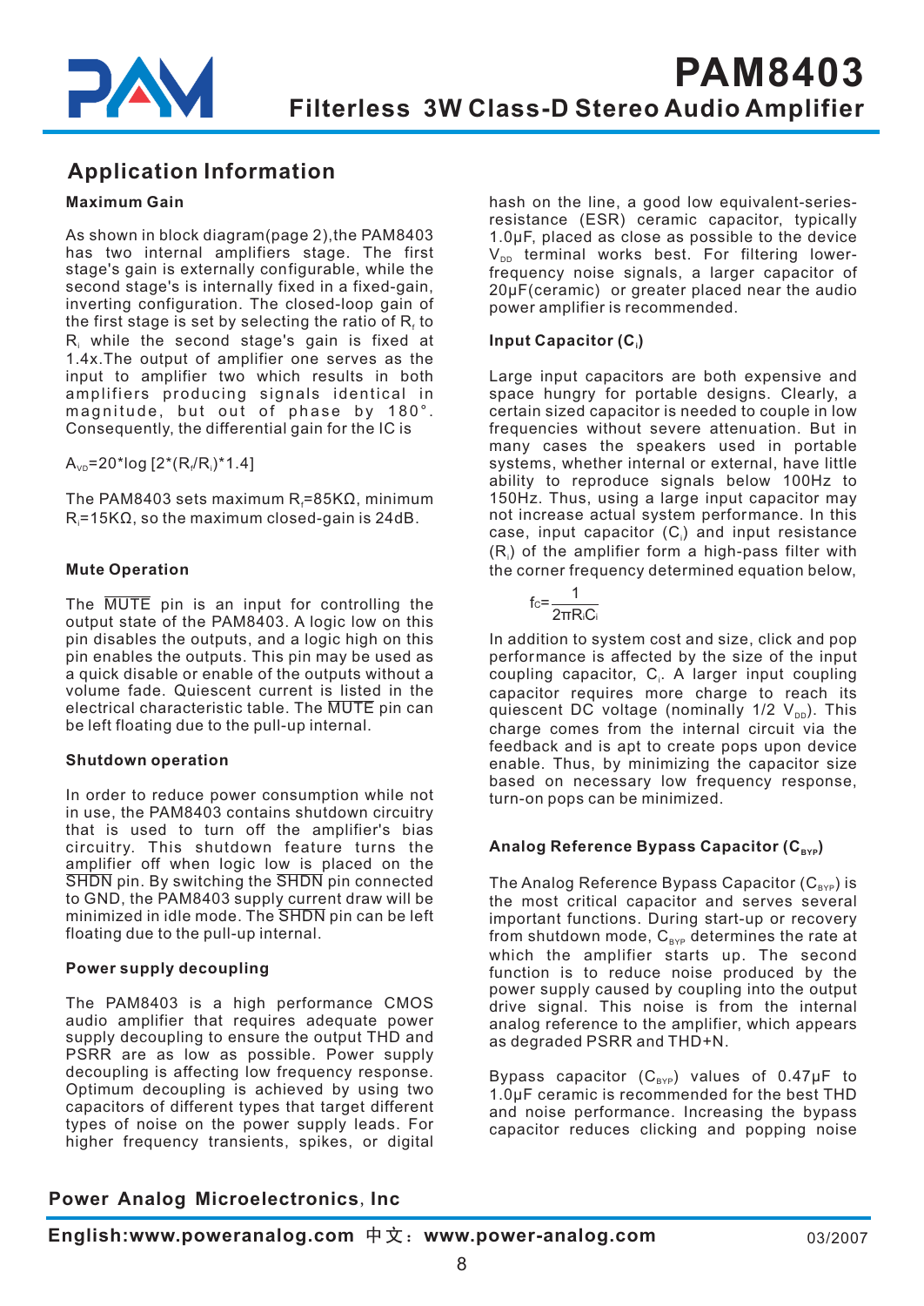## Application Information

### Maximum Gain

As shown in block diagram(page 2),the PAM8403 has two internal amplifiers stage. The first stage's gain is externally configurable, while the second stage's is internally fixed in a fixed-gain, inverting configuration. The closed-loop gain of the first stage is set by selecting the ratio of $R_f$ to $R_i$ while the second stage's gain is fixed at 1.4x.The output of amplifier one serves as the input to amplifier two which results in both amplifiers producing signals identical in magnitude, but out of phase by 180°. Consequently, the differential gain for the IC is

$A_{VD}$=20*log [2*($R_f$/$R_i$)*1.4]

The PAM8403 sets maximum $R_f$=85KΩ, minimum $R_i$=15KΩ, so the maximum closed-gain is 24dB.

### Mute Operation

The $\overline{\text{MUTE}}$ pin is an input for controlling the output state of the PAM8403. A logic low on this pin disables the outputs, and a logic high on this pin enables the outputs. This pin may be used as a quick disable or enable of the outputs without a volume fade. Quiescent current is listed in the electrical characteristic table. The $\overline{\text{MUTE}}$ pin can be left floating due to the pull-up internal.

### Shutdown operation

In order to reduce power consumption while not in use, the PAM8403 contains shutdown circuitry that is used to turn off the amplifier's bias circuitry. This shutdown feature turns the amplifier off when logic low is placed on the $\overline{\text{SHDN}}$ pin. By switching the $\overline{\text{SHDN}}$ pin connected to GND, the PAM8403 supply current draw will be minimized in idle mode. The $\overline{\text{SHDN}}$ pin can be left floating due to the pull-up internal.

### Power supply decoupling

The PAM8403 is a high performance CMOS audio amplifier that requires adequate power supply decoupling to ensure the output THD and PSRR are as low as possible. Power supply decoupling is affecting low frequency response. Optimum decoupling is achieved by using two capacitors of different types that target different types of noise on the power supply leads. For higher frequency transients, spikes, or digital hash on the line, a good low equivalent-series-resistance (ESR) ceramic capacitor, typically 1.0μF, placed as close as possible to the device $V_{DD}$ terminal works best. For filtering lower-frequency noise signals, a larger capacitor of 20μF(ceramic) or greater placed near the audio power amplifier is recommended.

### Input Capacitor ($C_i$)

Large input capacitors are both expensive and space hungry for portable designs. Clearly, a certain sized capacitor is needed to couple in low frequencies without severe attenuation. But in many cases the speakers used in portable systems, whether internal or external, have little ability to reproduce signals below 100Hz to 150Hz. Thus, using a large input capacitor may not increase actual system performance. In this case, input capacitor ($C_i$) and input resistance ($R_i$) of the amplifier form a high-pass filter with the corner frequency determined equation below,

$$f_C = \frac{1}{2\pi R_i C_i}$$

In addition to system cost and size, click and pop performance is affected by the size of the input coupling capacitor, $C_i$. A larger input coupling capacitor requires more charge to reach its quiescent DC voltage (nominally 1/2 $V_{DD}$). This charge comes from the internal circuit via the feedback and is apt to create pops upon device enable. Thus, by minimizing the capacitor size based on necessary low frequency response, turn-on pops can be minimized.

### Analog Reference Bypass Capacitor ($C_{BYP}$)

The Analog Reference Bypass Capacitor ($C_{BYP}$) is the most critical capacitor and serves several important functions. During start-up or recovery from shutdown mode, $C_{BYP}$ determines the rate at which the amplifier starts up. The second function is to reduce noise produced by the power supply caused by coupling into the output drive signal. This noise is from the internal analog reference to the amplifier, which appears as degraded PSRR and THD+N.

Bypass capacitor ($C_{BYP}$) values of 0.47μF to 1.0μF ceramic is recommended for the best THD and noise performance. Increasing the bypass capacitor reduces clicking and popping noise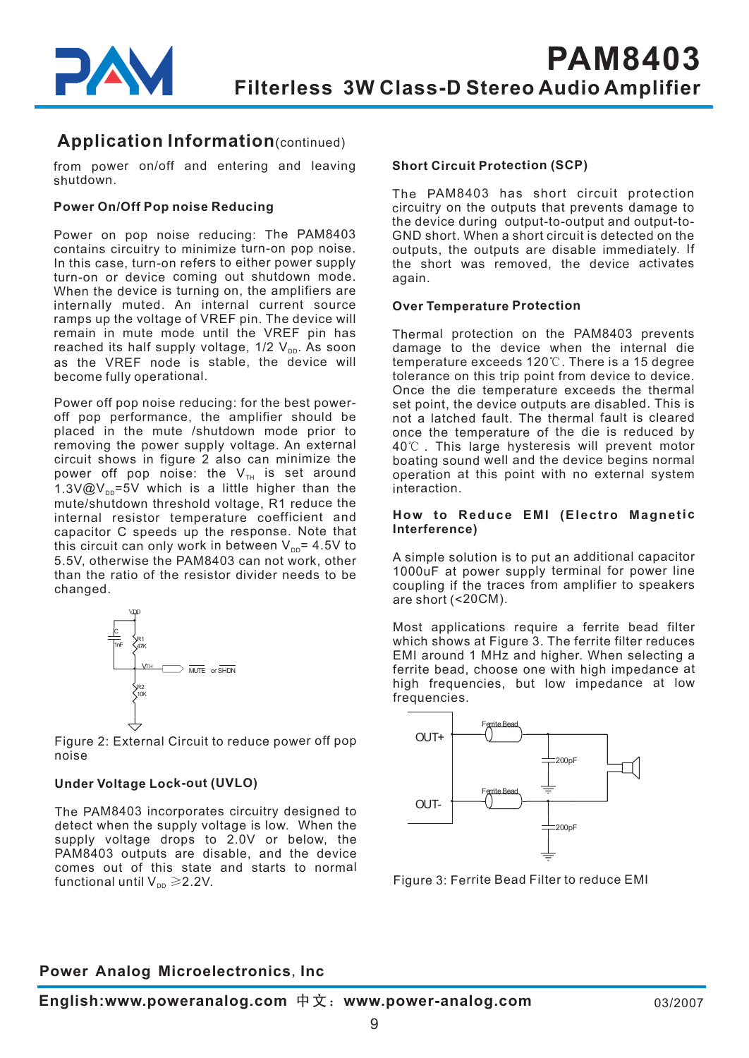## Application Information (continued)

from power on/off and entering and leaving shutdown.

### Power On/Off Pop noise Reducing

Power on pop noise reducing: The PAM8403 contains circuitry to minimize turn-on pop noise. In this case, turn-on refers to either power supply turn-on or device coming out shutdown mode. When the device is turning on, the amplifiers are internally muted. An internal current source ramps up the voltage of VREF pin. The device will remain in mute mode until the VREF pin has reached its half supply voltage, 1/2 $V_{DD}$. As soon as the VREF node is stable, the device will become fully operational.

Power off pop noise reducing: for the best power-off pop performance, the amplifier should be placed in the mute /shutdown mode prior to removing the power supply voltage. An external circuit shows in figure 2 also can minimize the power off pop noise: the $V_{TH}$ is set around 1.3V@$V_{DD}$=5V which is a little higher than the mute/shutdown threshold voltage, R1 reduce the internal resistor temperature coefficient and capacitor C speeds up the response. Note that this circuit can only work in between $V_{DD}$= 4.5V to 5.5V, otherwise the PAM8403 can not work, other than the ratio of the resistor divider needs to be changed.

Figure 2: External Circuit to reduce power off pop noise

### Under Voltage Lock-out (UVLO)

The PAM8403 incorporates circuitry designed to detect when the supply voltage is low. When the supply voltage drops to 2.0V or below, the PAM8403 outputs are disable, and the device comes out of this state and starts to normal functional until $V_{DD} \geqslant$2.2V.

### Short Circuit Protection (SCP)

The PAM8403 has short circuit protection circuitry on the outputs that prevents damage to the device during output-to-output and output-to-GND short. When a short circuit is detected on the outputs, the outputs are disable immediately. If the short was removed, the device activates again.

### Over Temperature Protection

Thermal protection on the PAM8403 prevents damage to the device when the internal die temperature exceeds 120℃. There is a 15 degree tolerance on this trip point from device to device. Once the die temperature exceeds the thermal set point, the device outputs are disabled. This is not a latched fault. The thermal fault is cleared once the temperature of the die is reduced by 40℃ . This large hysteresis will prevent motor boating sound well and the device begins normal operation at this point with no external system interaction.

### How to Reduce EMI (Electro Magnetic Interference)

A simple solution is to put an additional capacitor 1000uF at power supply terminal for power line coupling if the traces from amplifier to speakers are short (<20CM).

Most applications require a ferrite bead filter which shows at Figure 3. The ferrite filter reduces EMI around 1 MHz and higher. When selecting a ferrite bead, choose one with high impedance at high frequencies, but low impedance at low frequencies.

Figure 3: Ferrite Bead Filter to reduce EMI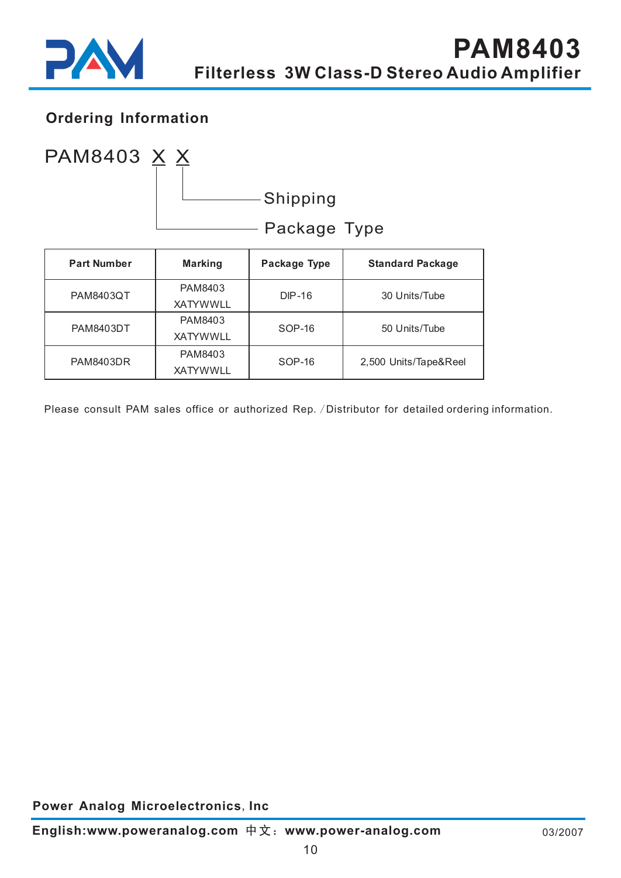## Ordering Information

PAM8403 X X

- X (first): Package Type
- X (second): Shipping

| Part Number | Marking | Package Type | Standard Package |
|---|---|---|---|
| PAM8403QT | PAM8403 XATYWWLL | DIP-16 | 30 Units/Tube |
| PAM8403DT | PAM8403 XATYWWLL | SOP-16 | 50 Units/Tube |
| PAM8403DR | PAM8403 XATYWWLL | SOP-16 | 2,500 Units/Tape&Reel |

Please consult PAM sales office or authorized Rep. /Distributor for detailed ordering information.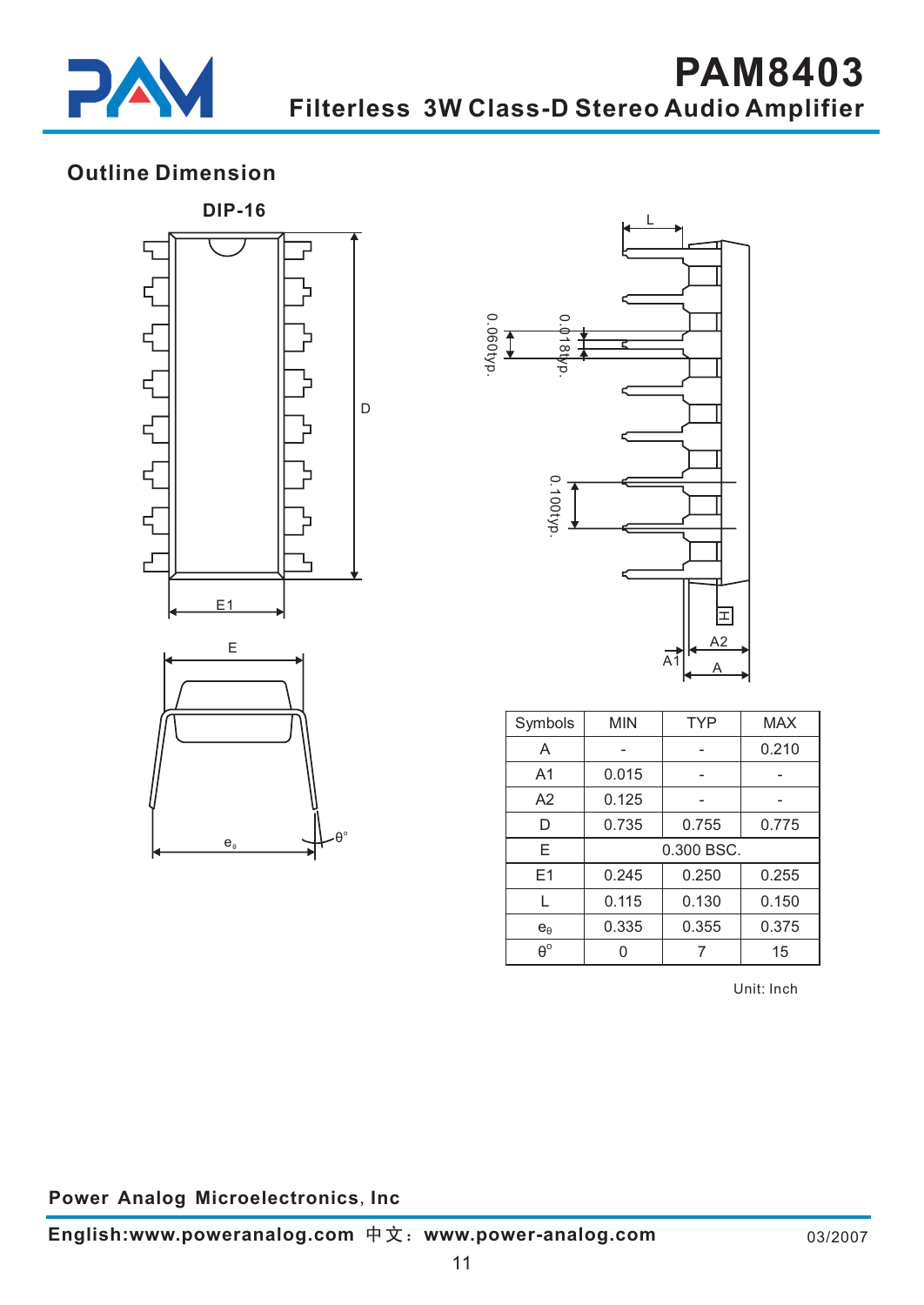## Outline Dimension

DIP-16

| Symbols | MIN | TYP | MAX |
|---|---|---|---|
| A | - | - | 0.210 |
| A1 | 0.015 | - | - |
| A2 | 0.125 | - | - |
| D | 0.735 | 0.755 | 0.775 |
| E | 0.300 BSC. | | |
| E1 | 0.245 | 0.250 | 0.255 |
| L | 0.115 | 0.130 | 0.150 |
| $e_\theta$ | 0.335 | 0.355 | 0.375 |
| $\theta^\circ$ | 0 | 7 | 15 |

Unit: Inch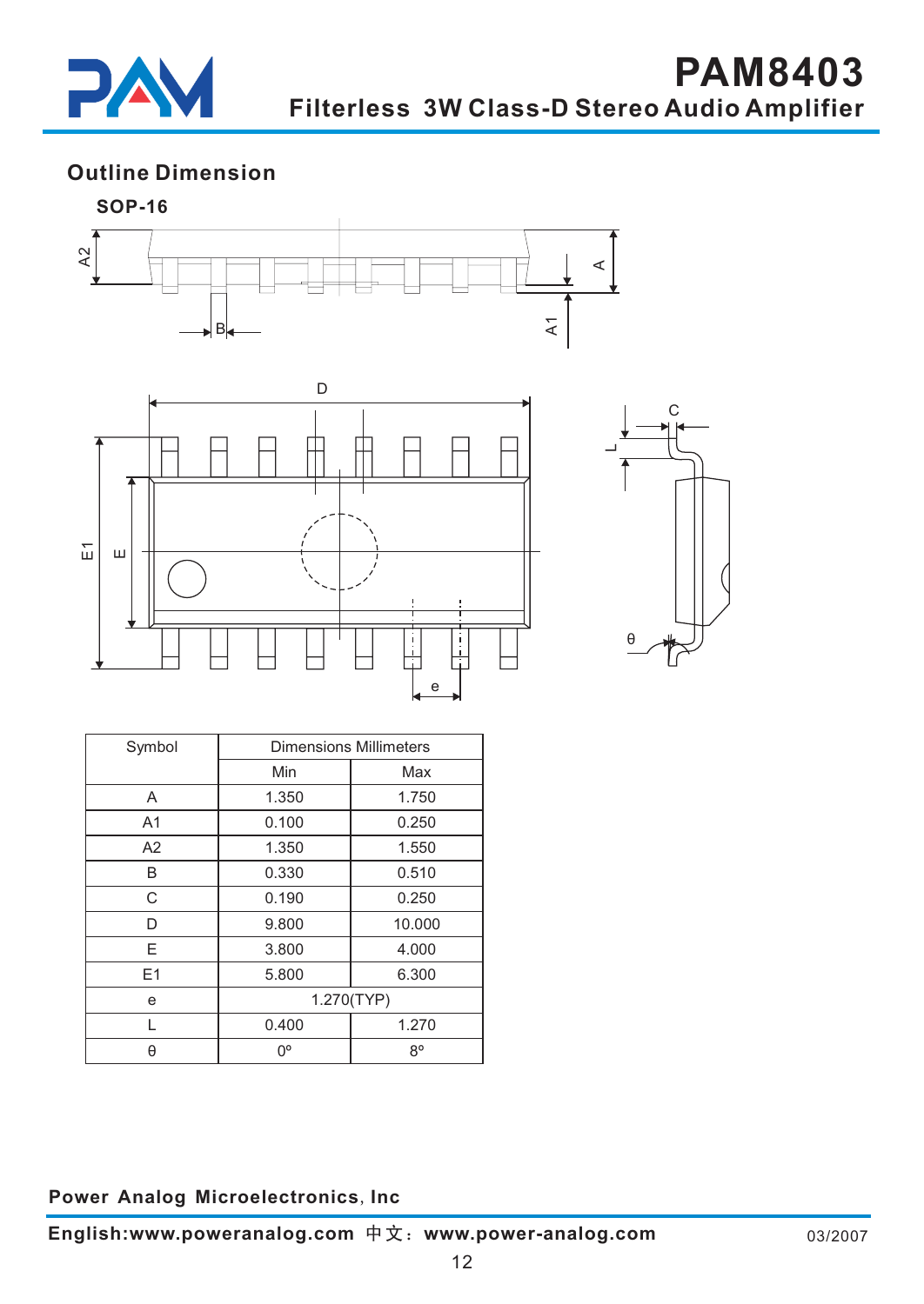## Outline Dimension

### SOP-16

| Symbol | Dimensions Millimeters | |
|---|---|---|
| | Min | Max |
| A | 1.350 | 1.750 |
| A1 | 0.100 | 0.250 |
| A2 | 1.350 | 1.550 |
| B | 0.330 | 0.510 |
| C | 0.190 | 0.250 |
| D | 9.800 | 10.000 |
| E | 3.800 | 4.000 |
| E1 | 5.800 | 6.300 |
| e | 1.270(TYP) | |
| L | 0.400 | 1.270 |
| θ | 0º | 8º |

**Power Analog Microelectronics**, **Inc**

**English:www.poweranalog.com 中文：www.power-analog.com** 03/2007